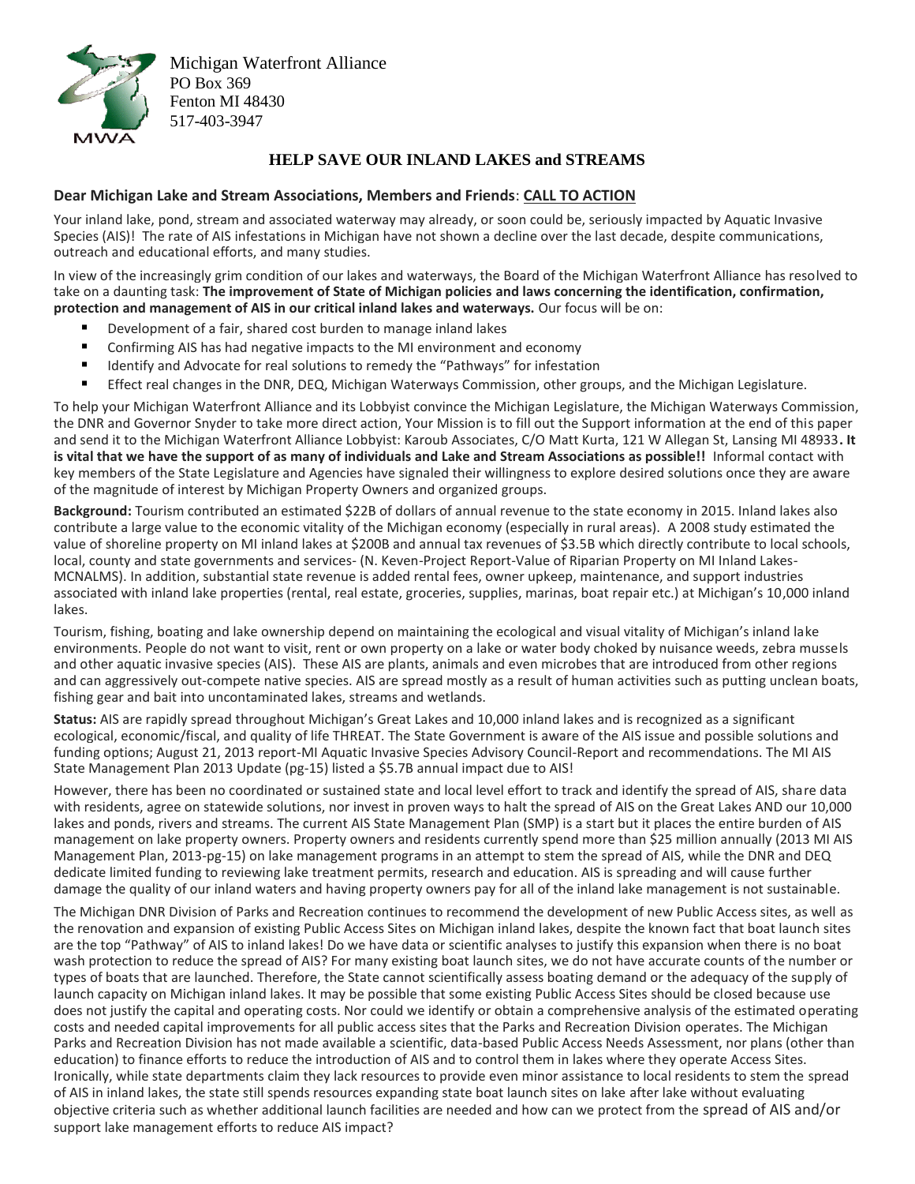Michigan Waterfront Alliance
PO Box 369
Fenton MI 48430
517-403-3947

## HELP SAVE OUR INLAND LAKES and STREAMS

**Dear Michigan Lake and Stream Associations, Members and Friends**: **CALL TO ACTION**

Your inland lake, pond, stream and associated waterway may already, or soon could be, seriously impacted by Aquatic Invasive Species (AIS)! The rate of AIS infestations in Michigan have not shown a decline over the last decade, despite communications, outreach and educational efforts, and many studies.

In view of the increasingly grim condition of our lakes and waterways, the Board of the Michigan Waterfront Alliance has resolved to take on a daunting task: **The improvement of State of Michigan policies and laws concerning the identification, confirmation, protection and management of AIS in our critical inland lakes and waterways.** Our focus will be on:

- Development of a fair, shared cost burden to manage inland lakes
- Confirming AIS has had negative impacts to the MI environment and economy
- Identify and Advocate for real solutions to remedy the "Pathways" for infestation
- Effect real changes in the DNR, DEQ, Michigan Waterways Commission, other groups, and the Michigan Legislature.

To help your Michigan Waterfront Alliance and its Lobbyist convince the Michigan Legislature, the Michigan Waterways Commission, the DNR and Governor Snyder to take more direct action, Your Mission is to fill out the Support information at the end of this paper and send it to the Michigan Waterfront Alliance Lobbyist: Karoub Associates, C/O Matt Kurta, 121 W Allegan St, Lansing MI 48933**. It is vital that we have the support of as many of individuals and Lake and Stream Associations as possible!!** Informal contact with key members of the State Legislature and Agencies have signaled their willingness to explore desired solutions once they are aware of the magnitude of interest by Michigan Property Owners and organized groups.

**Background:** Tourism contributed an estimated $22B of dollars of annual revenue to the state economy in 2015. Inland lakes also contribute a large value to the economic vitality of the Michigan economy (especially in rural areas). A 2008 study estimated the value of shoreline property on MI inland lakes at $200B and annual tax revenues of $3.5B which directly contribute to local schools, local, county and state governments and services- (N. Keven-Project Report-Value of Riparian Property on MI Inland Lakes-MCNALMS). In addition, substantial state revenue is added rental fees, owner upkeep, maintenance, and support industries associated with inland lake properties (rental, real estate, groceries, supplies, marinas, boat repair etc.) at Michigan's 10,000 inland lakes.

Tourism, fishing, boating and lake ownership depend on maintaining the ecological and visual vitality of Michigan's inland lake environments. People do not want to visit, rent or own property on a lake or water body choked by nuisance weeds, zebra mussels and other aquatic invasive species (AIS). These AIS are plants, animals and even microbes that are introduced from other regions and can aggressively out-compete native species. AIS are spread mostly as a result of human activities such as putting unclean boats, fishing gear and bait into uncontaminated lakes, streams and wetlands.

**Status:** AIS are rapidly spread throughout Michigan's Great Lakes and 10,000 inland lakes and is recognized as a significant ecological, economic/fiscal, and quality of life THREAT. The State Government is aware of the AIS issue and possible solutions and funding options; August 21, 2013 report-MI Aquatic Invasive Species Advisory Council-Report and recommendations. The MI AIS State Management Plan 2013 Update (pg-15) listed a $5.7B annual impact due to AIS!

However, there has been no coordinated or sustained state and local level effort to track and identify the spread of AIS, share data with residents, agree on statewide solutions, nor invest in proven ways to halt the spread of AIS on the Great Lakes AND our 10,000 lakes and ponds, rivers and streams. The current AIS State Management Plan (SMP) is a start but it places the entire burden of AIS management on lake property owners. Property owners and residents currently spend more than $25 million annually (2013 MI AIS Management Plan, 2013-pg-15) on lake management programs in an attempt to stem the spread of AIS, while the DNR and DEQ dedicate limited funding to reviewing lake treatment permits, research and education. AIS is spreading and will cause further damage the quality of our inland waters and having property owners pay for all of the inland lake management is not sustainable.

The Michigan DNR Division of Parks and Recreation continues to recommend the development of new Public Access sites, as well as the renovation and expansion of existing Public Access Sites on Michigan inland lakes, despite the known fact that boat launch sites are the top "Pathway" of AIS to inland lakes! Do we have data or scientific analyses to justify this expansion when there is no boat wash protection to reduce the spread of AIS? For many existing boat launch sites, we do not have accurate counts of the number or types of boats that are launched. Therefore, the State cannot scientifically assess boating demand or the adequacy of the supply of launch capacity on Michigan inland lakes. It may be possible that some existing Public Access Sites should be closed because use does not justify the capital and operating costs. Nor could we identify or obtain a comprehensive analysis of the estimated operating costs and needed capital improvements for all public access sites that the Parks and Recreation Division operates. The Michigan Parks and Recreation Division has not made available a scientific, data-based Public Access Needs Assessment, nor plans (other than education) to finance efforts to reduce the introduction of AIS and to control them in lakes where they operate Access Sites. Ironically, while state departments claim they lack resources to provide even minor assistance to local residents to stem the spread of AIS in inland lakes, the state still spends resources expanding state boat launch sites on lake after lake without evaluating objective criteria such as whether additional launch facilities are needed and how can we protect from the spread of AIS and/or support lake management efforts to reduce AIS impact?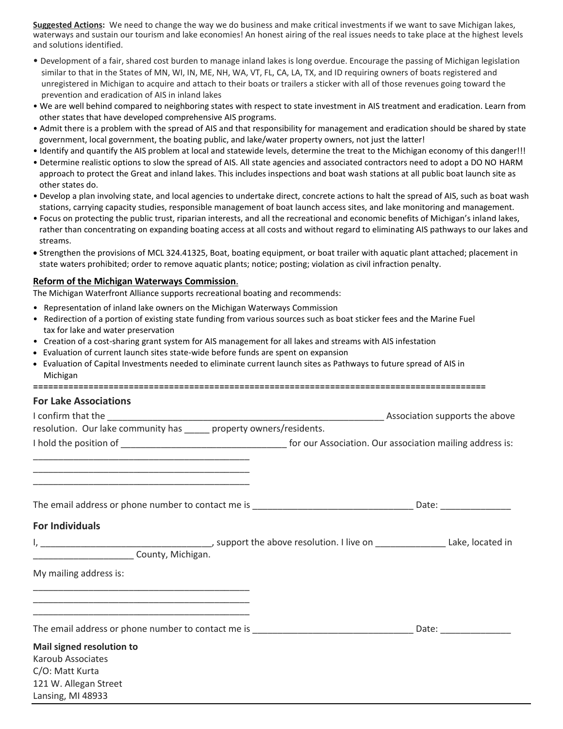**Suggested Actions:** We need to change the way we do business and make critical investments if we want to save Michigan lakes, waterways and sustain our tourism and lake economies! An honest airing of the real issues needs to take place at the highest levels and solutions identified.

- Development of a fair, shared cost burden to manage inland lakes is long overdue. Encourage the passing of Michigan legislation similar to that in the States of MN, WI, IN, ME, NH, WA, VT, FL, CA, LA, TX, and ID requiring owners of boats registered and unregistered in Michigan to acquire and attach to their boats or trailers a sticker with all of those revenues going toward the prevention and eradication of AIS in inland lakes
- We are well behind compared to neighboring states with respect to state investment in AIS treatment and eradication. Learn from other states that have developed comprehensive AIS programs.
- Admit there is a problem with the spread of AIS and that responsibility for management and eradication should be shared by state government, local government, the boating public, and lake/water property owners, not just the latter!
- Identify and quantify the AIS problem at local and statewide levels, determine the treat to the Michigan economy of this danger!!!
- Determine realistic options to slow the spread of AIS. All state agencies and associated contractors need to adopt a DO NO HARM approach to protect the Great and inland lakes. This includes inspections and boat wash stations at all public boat launch site as other states do.
- Develop a plan involving state, and local agencies to undertake direct, concrete actions to halt the spread of AIS, such as boat wash stations, carrying capacity studies, responsible management of boat launch access sites, and lake monitoring and management.
- Focus on protecting the public trust, riparian interests, and all the recreational and economic benefits of Michigan's inland lakes, rather than concentrating on expanding boating access at all costs and without regard to eliminating AIS pathways to our lakes and streams.
- Strengthen the provisions of MCL 324.41325, Boat, boating equipment, or boat trailer with aquatic plant attached; placement in state waters prohibited; order to remove aquatic plants; notice; posting; violation as civil infraction penalty.

**Reform of the Michigan Waterways Commission**.

The Michigan Waterfront Alliance supports recreational boating and recommends:

- Representation of inland lake owners on the Michigan Waterways Commission
- Redirection of a portion of existing state funding from various sources such as boat sticker fees and the Marine Fuel tax for lake and water preservation
- Creation of a cost-sharing grant system for AIS management for all lakes and streams with AIS infestation
- Evaluation of current launch sites state-wide before funds are spent on expansion
- Evaluation of Capital Investments needed to eliminate current launch sites as Pathways to future spread of AIS in Michigan

==========================================================================================

### For Lake Associations

I confirm that the ________________________________________________________ Association supports the above resolution. Our lake community has _____ property owners/residents.

I hold the position of _________________________________ for our Association. Our association mailing address is:

____________________________________________

____________________________________________

____________________________________________

The email address or phone number to contact me is ________________________________ Date: _____________

### For Individuals

I, _________________________________, support the above resolution. I live on ______________ Lake, located in ___________________ County, Michigan.

My mailing address is:

____________________________________________

____________________________________________

____________________________________________

The email address or phone number to contact me is ________________________________ Date: _____________

**Mail signed resolution to**

Karoub Associates
C/O: Matt Kurta
121 W. Allegan Street
Lansing, MI 48933